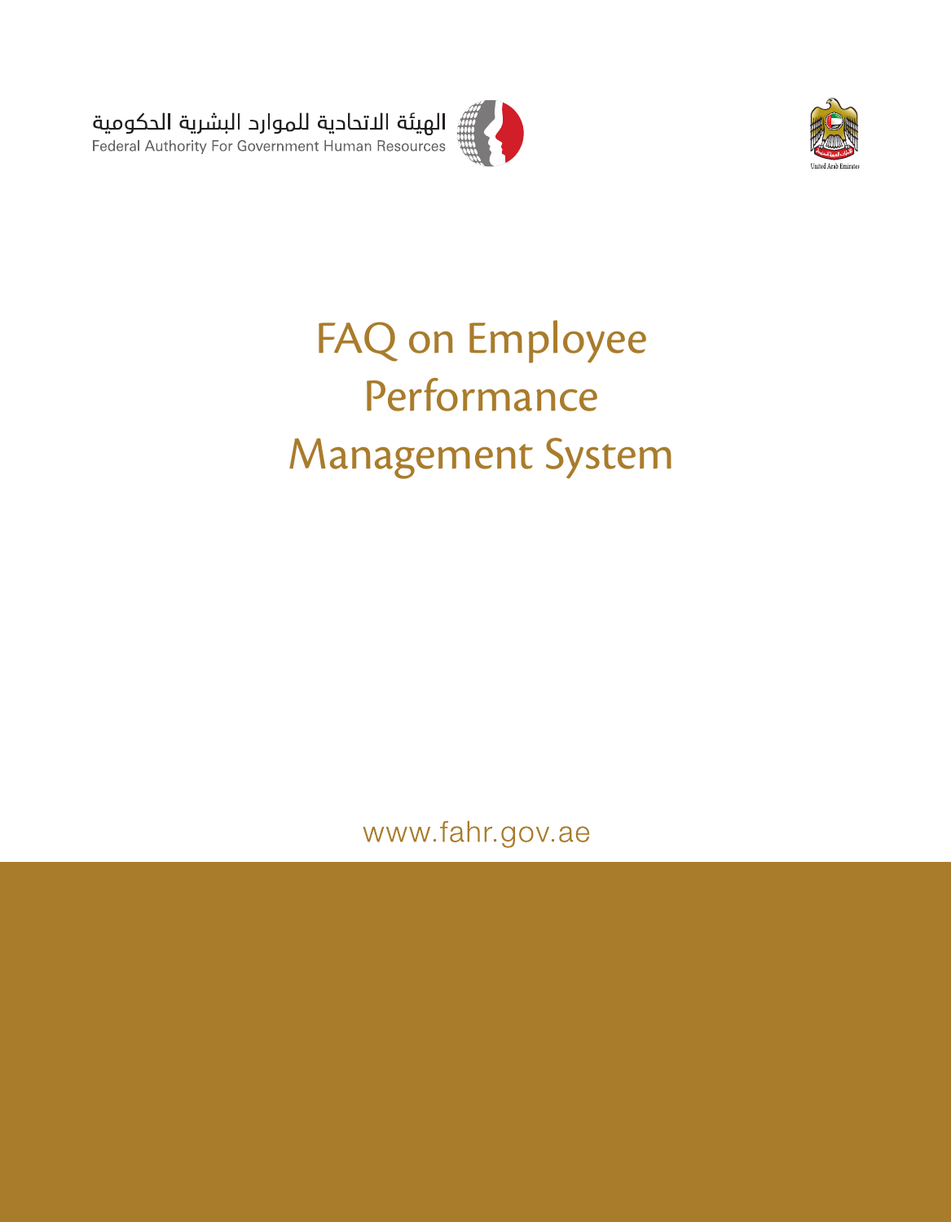الهيئة الاتحادية للموارد البشرية الحكومية

Federal Authority For Government Human Resources

United Arab Emirates

# FAQ on Employee Performance Management System

www.fahr.gov.ae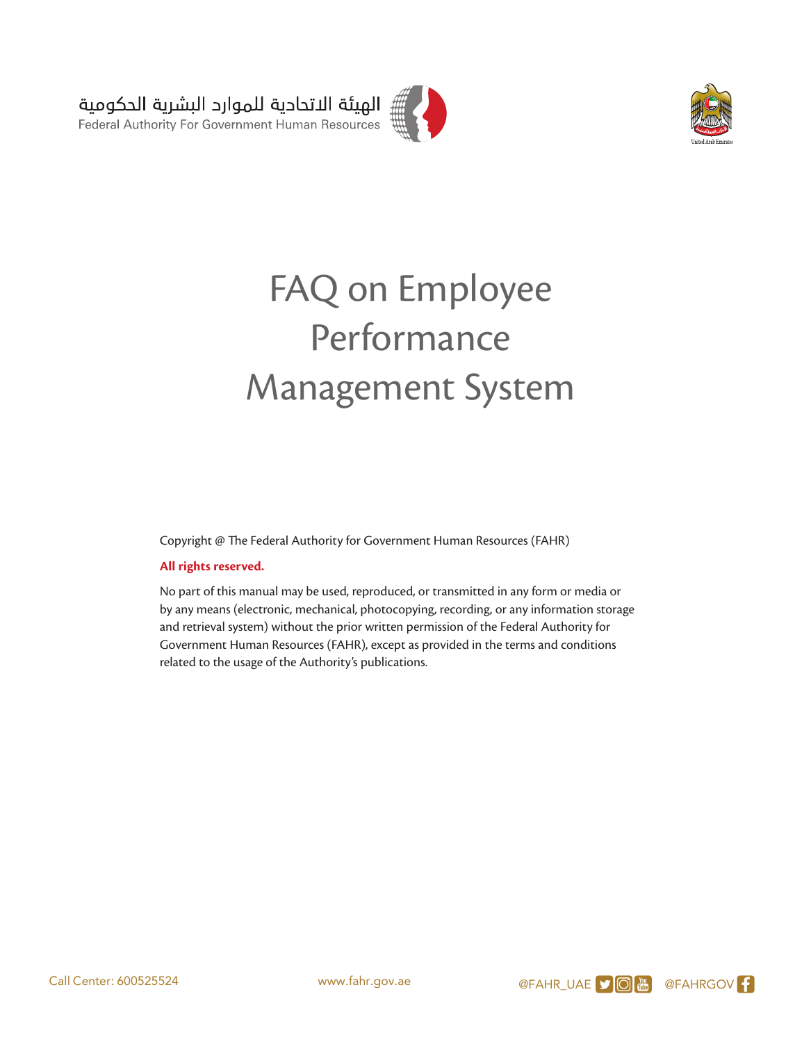الهيئة الاتحادية للموارد البشرية الحكومية
Federal Authority For Government Human Resources

# FAQ on Employee Performance Management System

Copyright @ The Federal Authority for Government Human Resources (FAHR)

**All rights reserved.**

No part of this manual may be used, reproduced, or transmitted in any form or media or by any means (electronic, mechanical, photocopying, recording, or any information storage and retrieval system) without the prior written permission of the Federal Authority for Government Human Resources (FAHR), except as provided in the terms and conditions related to the usage of the Authority's publications.

Call Center: 600525524 www.fahr.gov.ae @FAHR_UAE @FAHRGOV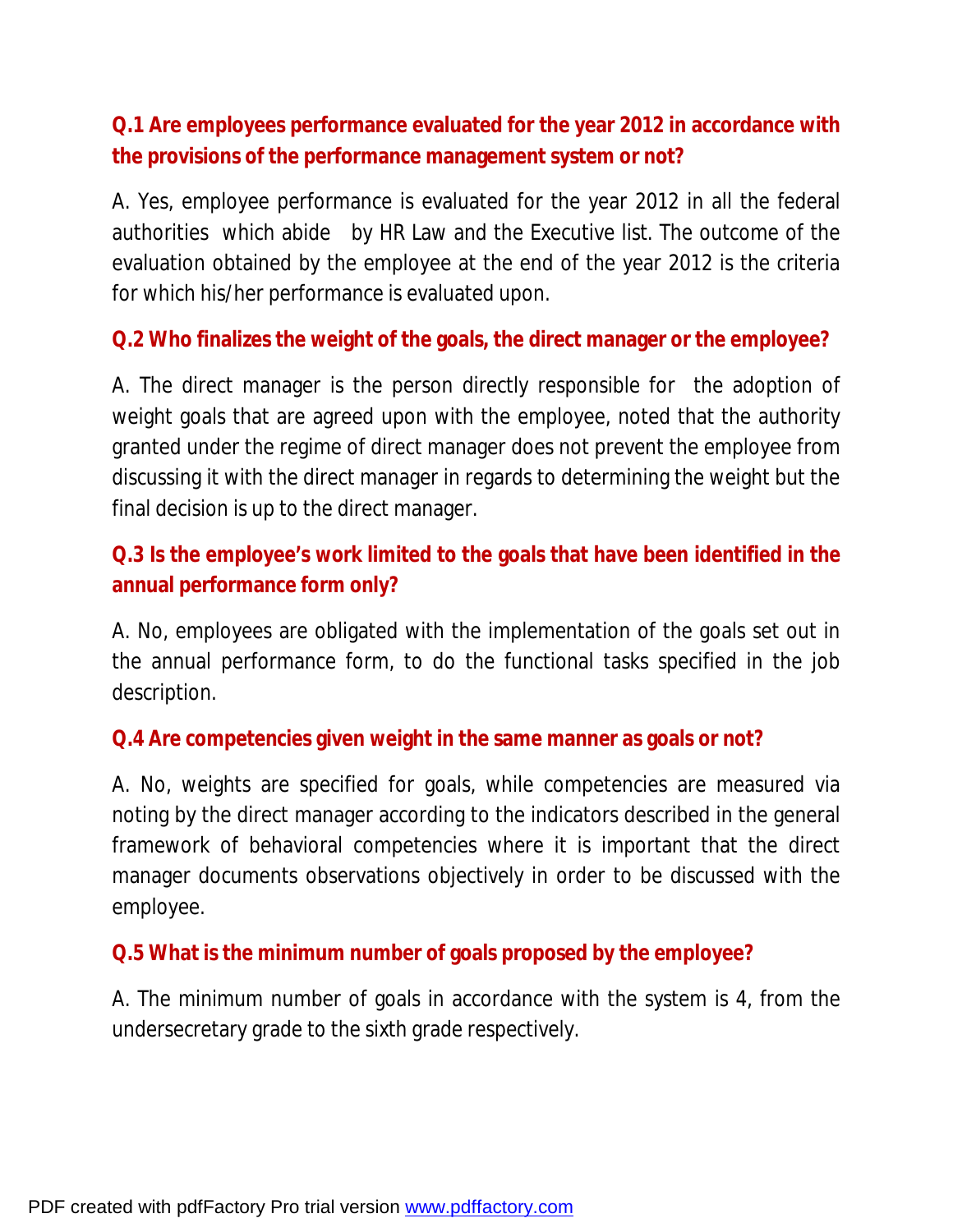**Q.1 Are employees performance evaluated for the year 2012 in accordance with the provisions of the performance management system or not?**

A. Yes, employee performance is evaluated for the year 2012 in all the federal authorities which abide by HR Law and the Executive list. The outcome of the evaluation obtained by the employee at the end of the year 2012 is the criteria for which his/her performance is evaluated upon.

**Q.2 Who finalizes the weight of the goals, the direct manager or the employee?**

A. The direct manager is the person directly responsible for the adoption of weight goals that are agreed upon with the employee, noted that the authority granted under the regime of direct manager does not prevent the employee from discussing it with the direct manager in regards to determining the weight but the final decision is up to the direct manager.

**Q.3 Is the employee's work limited to the goals that have been identified in the annual performance form only?**

A. No, employees are obligated with the implementation of the goals set out in the annual performance form, to do the functional tasks specified in the job description.

**Q.4 Are competencies given weight in the same manner as goals or not?**

A. No, weights are specified for goals, while competencies are measured via noting by the direct manager according to the indicators described in the general framework of behavioral competencies where it is important that the direct manager documents observations objectively in order to be discussed with the employee.

**Q.5 What is the minimum number of goals proposed by the employee?**

A. The minimum number of goals in accordance with the system is 4, from the undersecretary grade to the sixth grade respectively.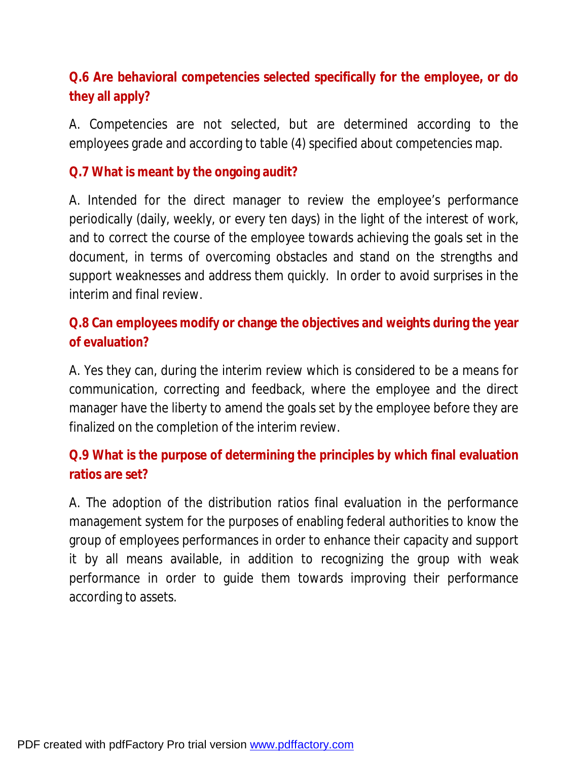**Q.6 Are behavioral competencies selected specifically for the employee, or do they all apply?**

A. Competencies are not selected, but are determined according to the employees grade and according to table (4) specified about competencies map.

**Q.7 What is meant by the ongoing audit?**

A. Intended for the direct manager to review the employee's performance periodically (daily, weekly, or every ten days) in the light of the interest of work, and to correct the course of the employee towards achieving the goals set in the document, in terms of overcoming obstacles and stand on the strengths and support weaknesses and address them quickly. In order to avoid surprises in the interim and final review.

**Q.8 Can employees modify or change the objectives and weights during the year of evaluation?**

A. Yes they can, during the interim review which is considered to be a means for communication, correcting and feedback, where the employee and the direct manager have the liberty to amend the goals set by the employee before they are finalized on the completion of the interim review.

**Q.9 What is the purpose of determining the principles by which final evaluation ratios are set?**

A. The adoption of the distribution ratios final evaluation in the performance management system for the purposes of enabling federal authorities to know the group of employees performances in order to enhance their capacity and support it by all means available, in addition to recognizing the group with weak performance in order to guide them towards improving their performance according to assets.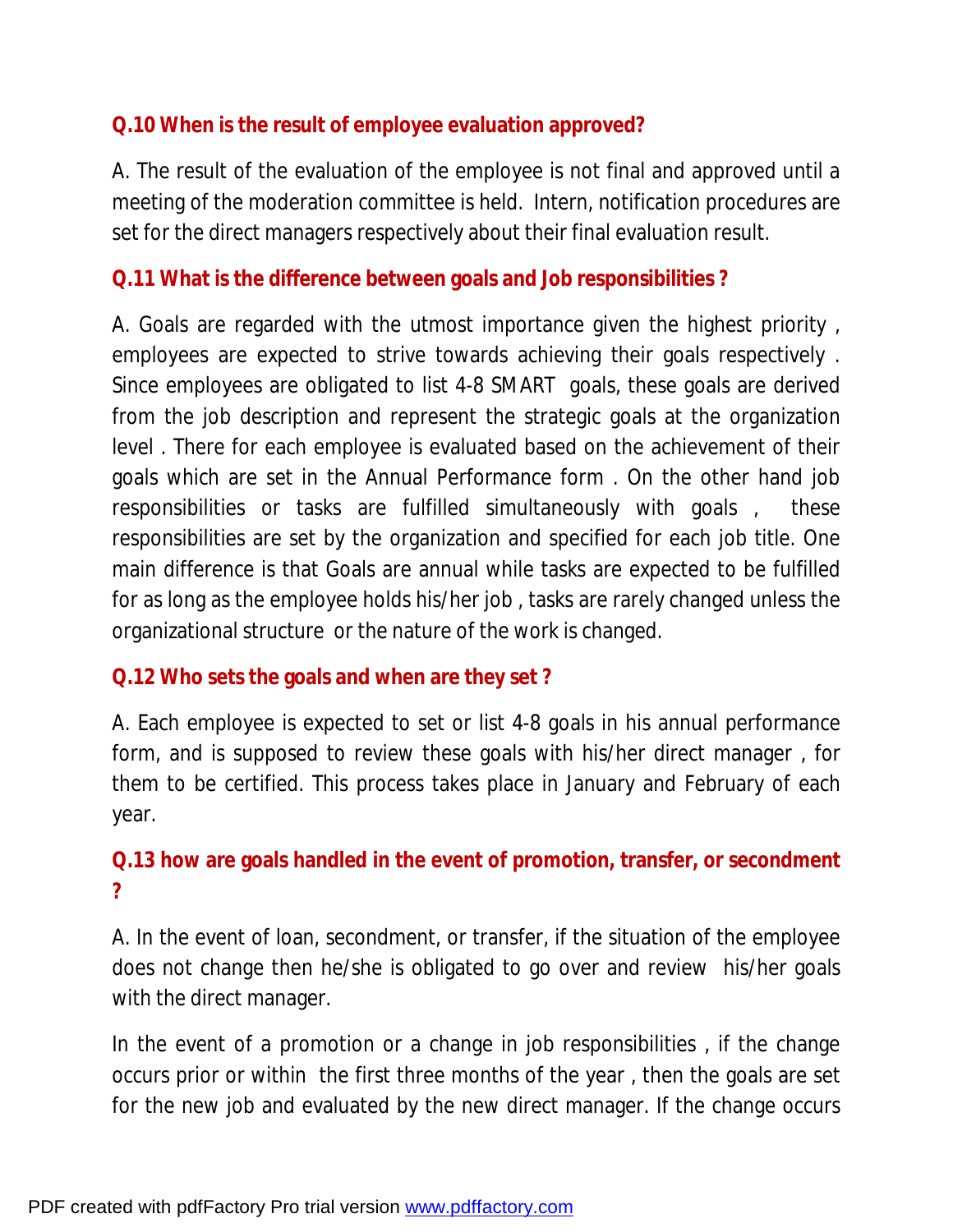**Q.10 When is the result of employee evaluation approved?**

A. The result of the evaluation of the employee is not final and approved until a meeting of the moderation committee is held. Intern, notification procedures are set for the direct managers respectively about their final evaluation result.

**Q.11 What is the difference between goals and Job responsibilities ?**

A. Goals are regarded with the utmost importance given the highest priority , employees are expected to strive towards achieving their goals respectively . Since employees are obligated to list 4-8 SMART goals, these goals are derived from the job description and represent the strategic goals at the organization level . There for each employee is evaluated based on the achievement of their goals which are set in the Annual Performance form . On the other hand job responsibilities or tasks are fulfilled simultaneously with goals , these responsibilities are set by the organization and specified for each job title. One main difference is that Goals are annual while tasks are expected to be fulfilled for as long as the employee holds his/her job , tasks are rarely changed unless the organizational structure or the nature of the work is changed.

**Q.12 Who sets the goals and when are they set ?**

A. Each employee is expected to set or list 4-8 goals in his annual performance form, and is supposed to review these goals with his/her direct manager , for them to be certified. This process takes place in January and February of each year.

**Q.13 how are goals handled in the event of promotion, transfer, or secondment ?**

A. In the event of loan, secondment, or transfer, if the situation of the employee does not change then he/she is obligated to go over and review his/her goals with the direct manager.

In the event of a promotion or a change in job responsibilities , if the change occurs prior or within the first three months of the year , then the goals are set for the new job and evaluated by the new direct manager. If the change occurs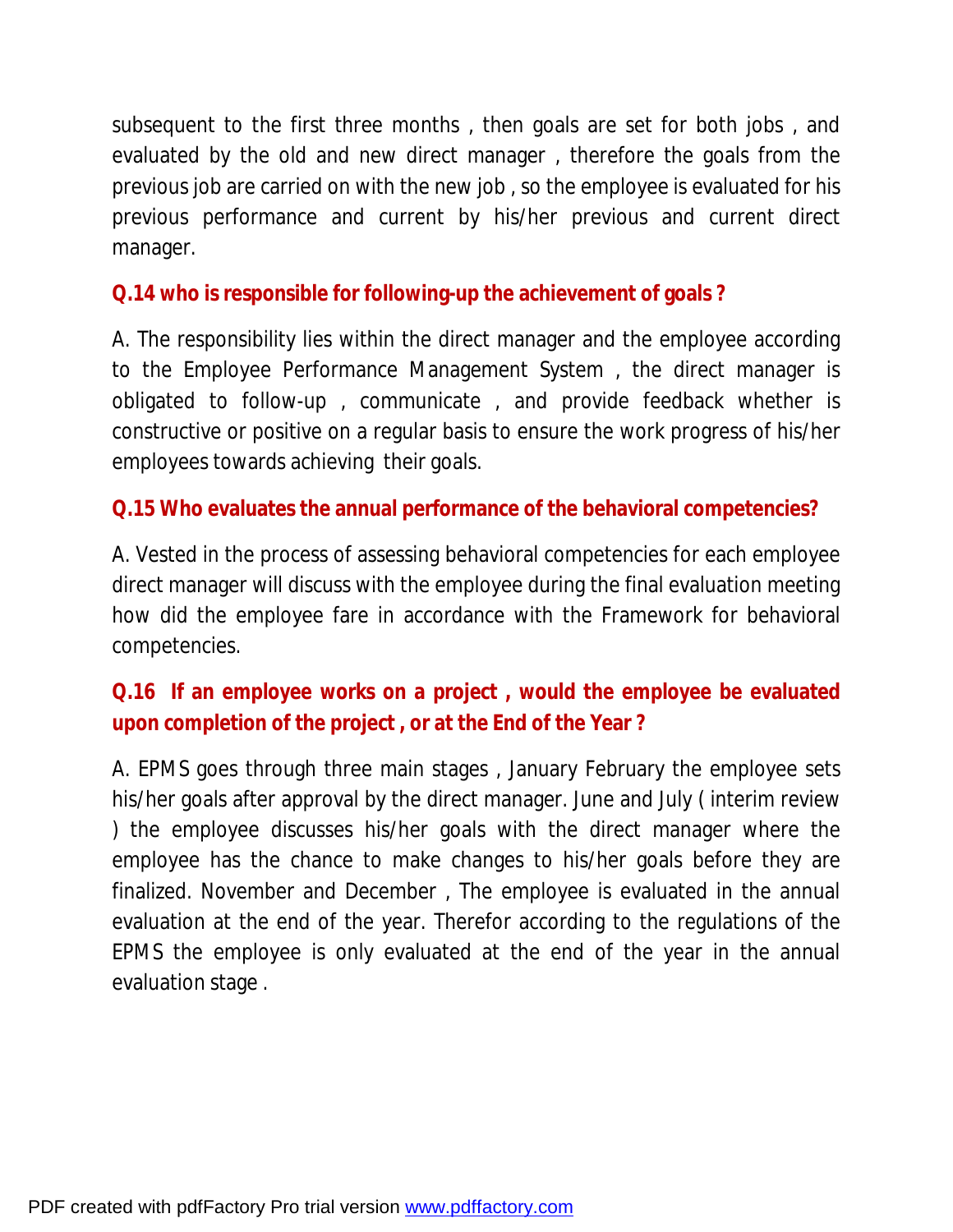subsequent to the first three months , then goals are set for both jobs , and evaluated by the old and new direct manager , therefore the goals from the previous job are carried on with the new job , so the employee is evaluated for his previous performance and current by his/her previous and current direct manager.

**Q.14 who is responsible for following-up the achievement of goals ?**

A. The responsibility lies within the direct manager and the employee according to the Employee Performance Management System , the direct manager is obligated to follow-up , communicate , and provide feedback whether is constructive or positive on a regular basis to ensure the work progress of his/her employees towards achieving their goals.

**Q.15 Who evaluates the annual performance of the behavioral competencies?**

A. Vested in the process of assessing behavioral competencies for each employee direct manager will discuss with the employee during the final evaluation meeting how did the employee fare in accordance with the Framework for behavioral competencies.

**Q.16 If an employee works on a project , would the employee be evaluated upon completion of the project , or at the End of the Year ?**

A. EPMS goes through three main stages , January February the employee sets his/her goals after approval by the direct manager. June and July ( interim review ) the employee discusses his/her goals with the direct manager where the employee has the chance to make changes to his/her goals before they are finalized. November and December , The employee is evaluated in the annual evaluation at the end of the year. Therefor according to the regulations of the EPMS the employee is only evaluated at the end of the year in the annual evaluation stage .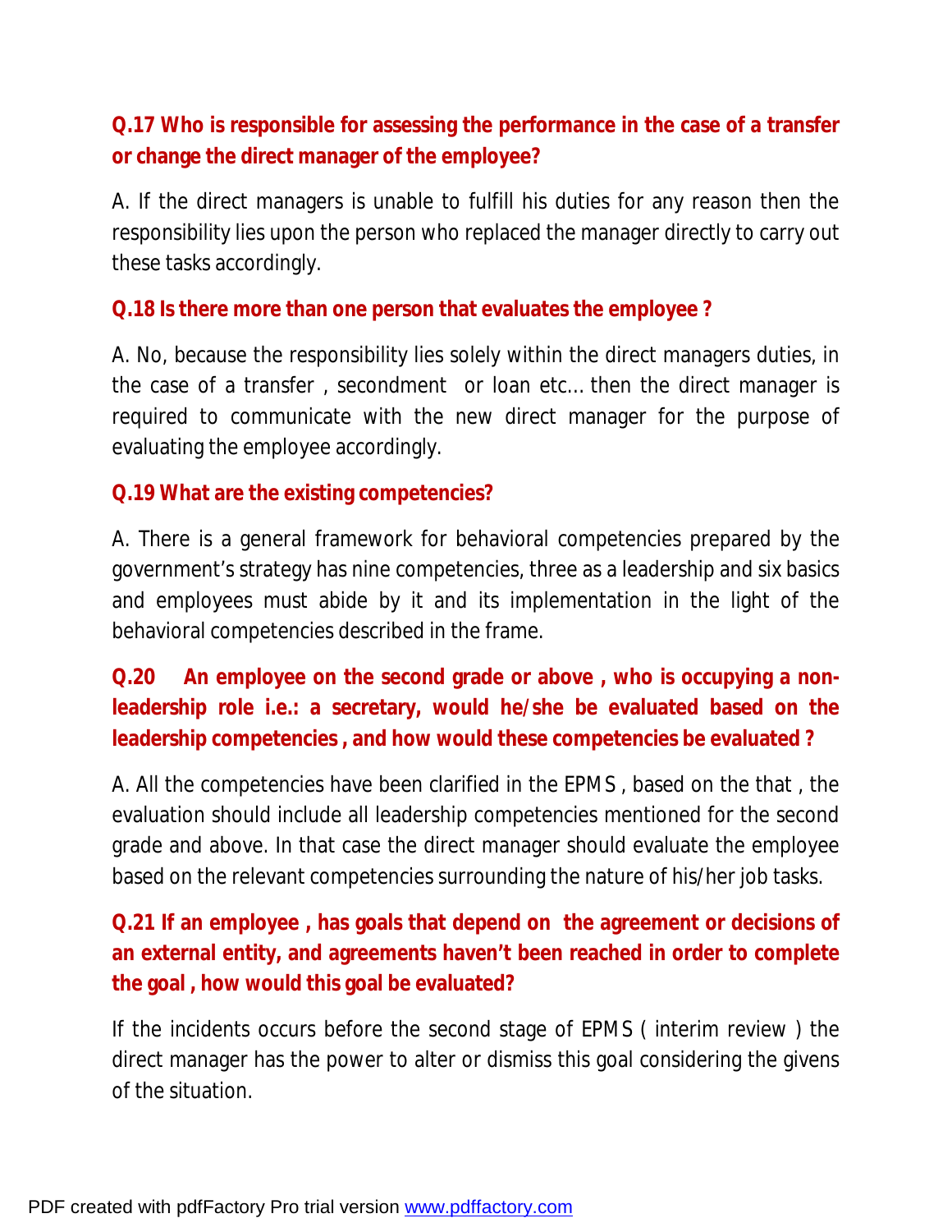**Q.17 Who is responsible for assessing the performance in the case of a transfer or change the direct manager of the employee?**

A. If the direct managers is unable to fulfill his duties for any reason then the responsibility lies upon the person who replaced the manager directly to carry out these tasks accordingly.

**Q.18 Is there more than one person that evaluates the employee ?**

A. No, because the responsibility lies solely within the direct managers duties, in the case of a transfer , secondment or loan etc… then the direct manager is required to communicate with the new direct manager for the purpose of evaluating the employee accordingly.

**Q.19 What are the existing competencies?**

A. There is a general framework for behavioral competencies prepared by the government's strategy has nine competencies, three as a leadership and six basics and employees must abide by it and its implementation in the light of the behavioral competencies described in the frame.

**Q.20 An employee on the second grade or above , who is occupying a non-leadership role i.e.: a secretary, would he/she be evaluated based on the leadership competencies , and how would these competencies be evaluated ?**

A. All the competencies have been clarified in the EPMS , based on the that , the evaluation should include all leadership competencies mentioned for the second grade and above. In that case the direct manager should evaluate the employee based on the relevant competencies surrounding the nature of his/her job tasks.

**Q.21 If an employee , has goals that depend on the agreement or decisions of an external entity, and agreements haven't been reached in order to complete the goal , how would this goal be evaluated?**

If the incidents occurs before the second stage of EPMS ( interim review ) the direct manager has the power to alter or dismiss this goal considering the givens of the situation.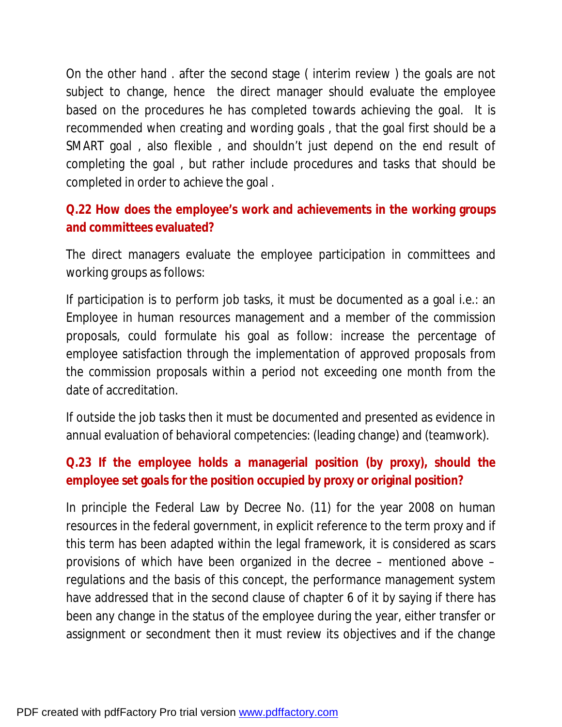On the other hand . after the second stage ( interim review ) the goals are not subject to change, hence the direct manager should evaluate the employee based on the procedures he has completed towards achieving the goal. It is recommended when creating and wording goals , that the goal first should be a SMART goal , also flexible , and shouldn't just depend on the end result of completing the goal , but rather include procedures and tasks that should be completed in order to achieve the goal .

**Q.22 How does the employee's work and achievements in the working groups and committees evaluated?**

The direct managers evaluate the employee participation in committees and working groups as follows:

If participation is to perform job tasks, it must be documented as a goal i.e.: an Employee in human resources management and a member of the commission proposals, could formulate his goal as follow: increase the percentage of employee satisfaction through the implementation of approved proposals from the commission proposals within a period not exceeding one month from the date of accreditation.

If outside the job tasks then it must be documented and presented as evidence in annual evaluation of behavioral competencies: (leading change) and (teamwork).

**Q.23 If the employee holds a managerial position (by proxy), should the employee set goals for the position occupied by proxy or original position?**

In principle the Federal Law by Decree No. (11) for the year 2008 on human resources in the federal government, in explicit reference to the term proxy and if this term has been adapted within the legal framework, it is considered as scars provisions of which have been organized in the decree – mentioned above – regulations and the basis of this concept, the performance management system have addressed that in the second clause of chapter 6 of it by saying if there has been any change in the status of the employee during the year, either transfer or assignment or secondment then it must review its objectives and if the change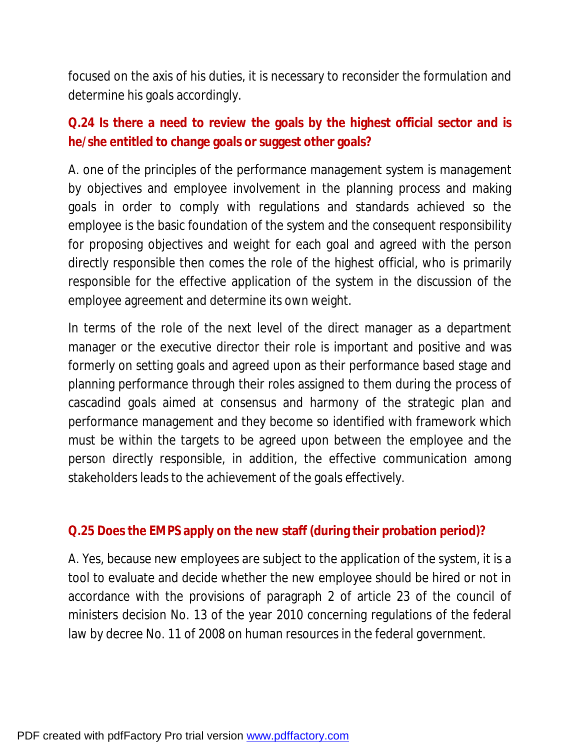focused on the axis of his duties, it is necessary to reconsider the formulation and determine his goals accordingly.

**Q.24 Is there a need to review the goals by the highest official sector and is he/she entitled to change goals or suggest other goals?**

A. one of the principles of the performance management system is management by objectives and employee involvement in the planning process and making goals in order to comply with regulations and standards achieved so the employee is the basic foundation of the system and the consequent responsibility for proposing objectives and weight for each goal and agreed with the person directly responsible then comes the role of the highest official, who is primarily responsible for the effective application of the system in the discussion of the employee agreement and determine its own weight.

In terms of the role of the next level of the direct manager as a department manager or the executive director their role is important and positive and was formerly on setting goals and agreed upon as their performance based stage and planning performance through their roles assigned to them during the process of cascadind goals aimed at consensus and harmony of the strategic plan and performance management and they become so identified with framework which must be within the targets to be agreed upon between the employee and the person directly responsible, in addition, the effective communication among stakeholders leads to the achievement of the goals effectively.

**Q.25 Does the EMPS apply on the new staff (during their probation period)?**

A. Yes, because new employees are subject to the application of the system, it is a tool to evaluate and decide whether the new employee should be hired or not in accordance with the provisions of paragraph 2 of article 23 of the council of ministers decision No. 13 of the year 2010 concerning regulations of the federal law by decree No. 11 of 2008 on human resources in the federal government.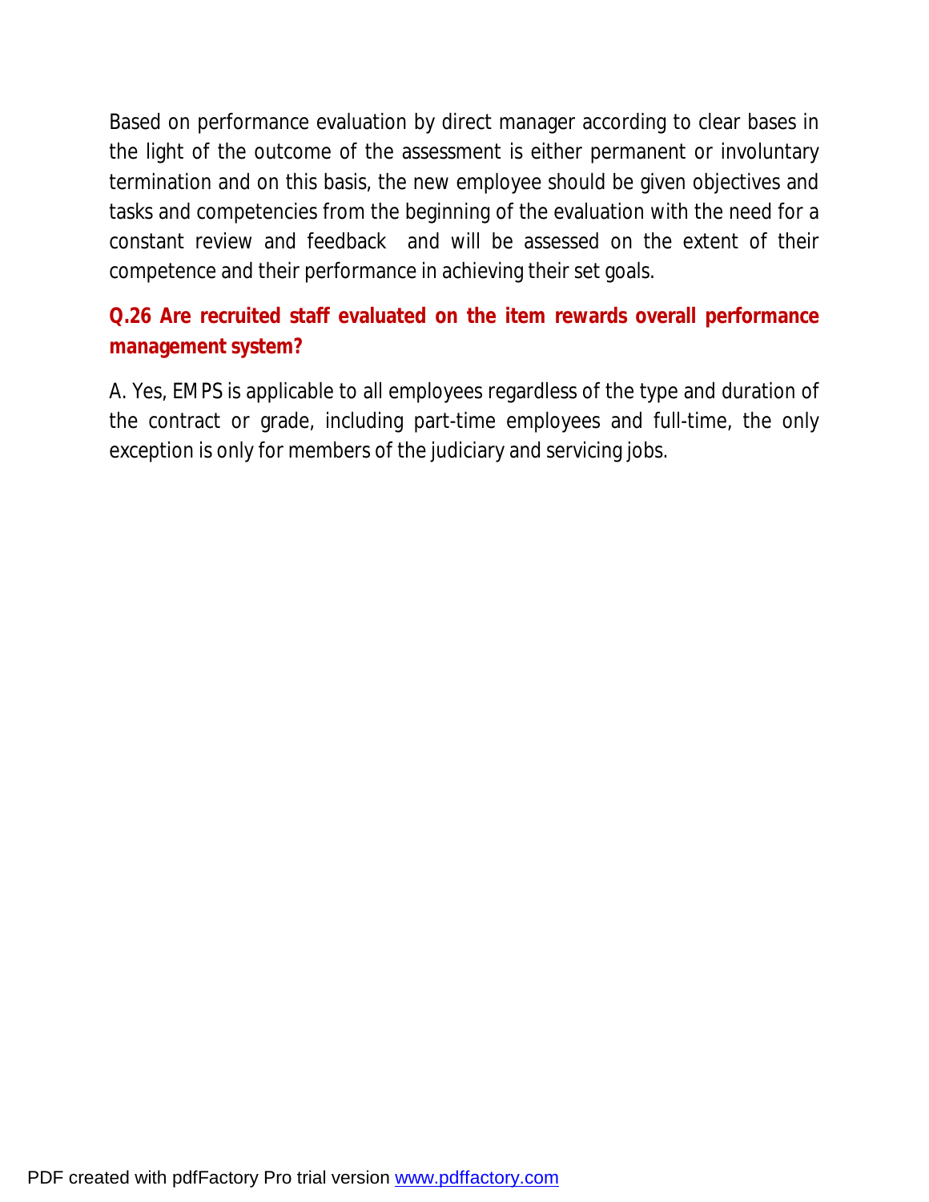Based on performance evaluation by direct manager according to clear bases in the light of the outcome of the assessment is either permanent or involuntary termination and on this basis, the new employee should be given objectives and tasks and competencies from the beginning of the evaluation with the need for a constant review and feedback and will be assessed on the extent of their competence and their performance in achieving their set goals.

**Q.26 Are recruited staff evaluated on the item rewards overall performance management system?**

A. Yes, EMPS is applicable to all employees regardless of the type and duration of the contract or grade, including part-time employees and full-time, the only exception is only for members of the judiciary and servicing jobs.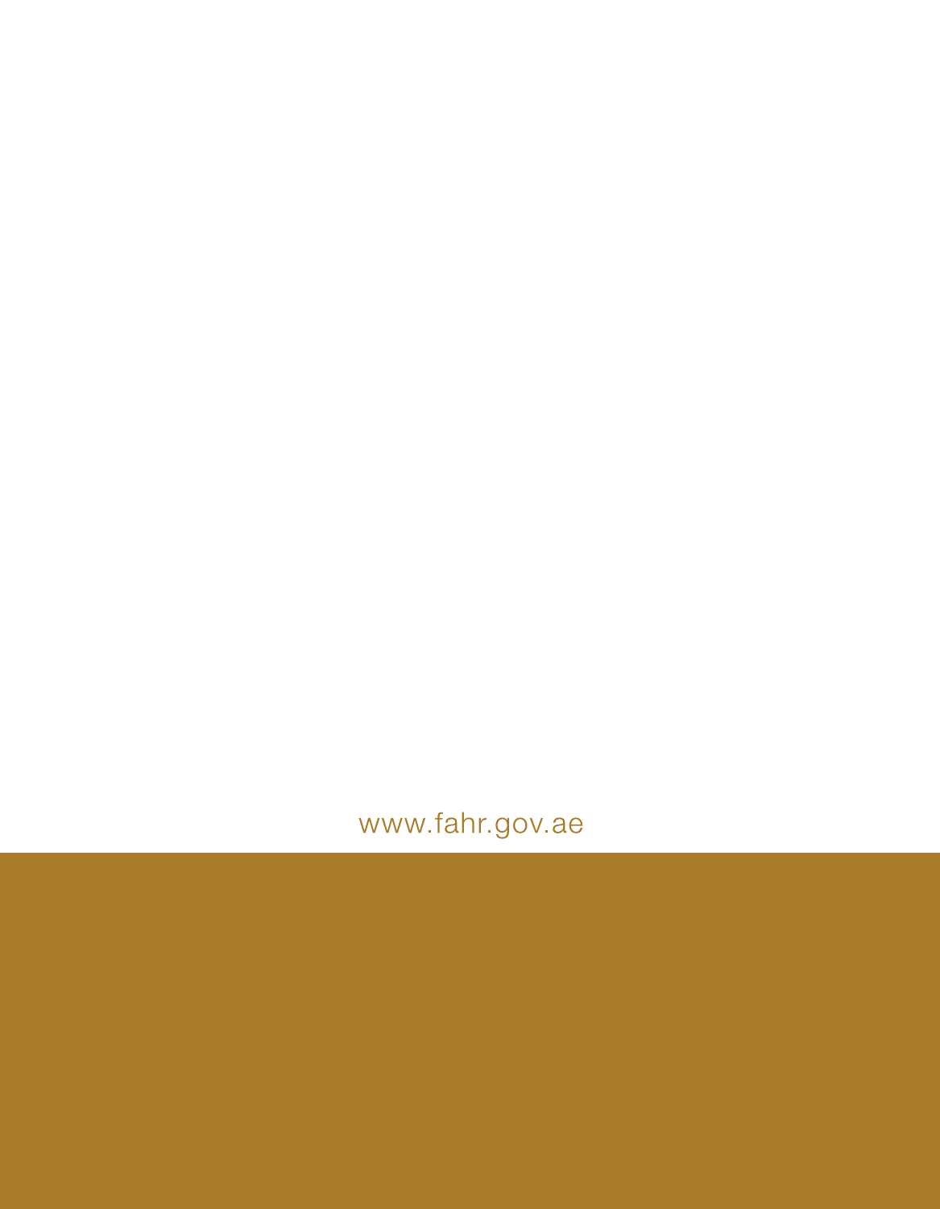www.fahr.gov.ae